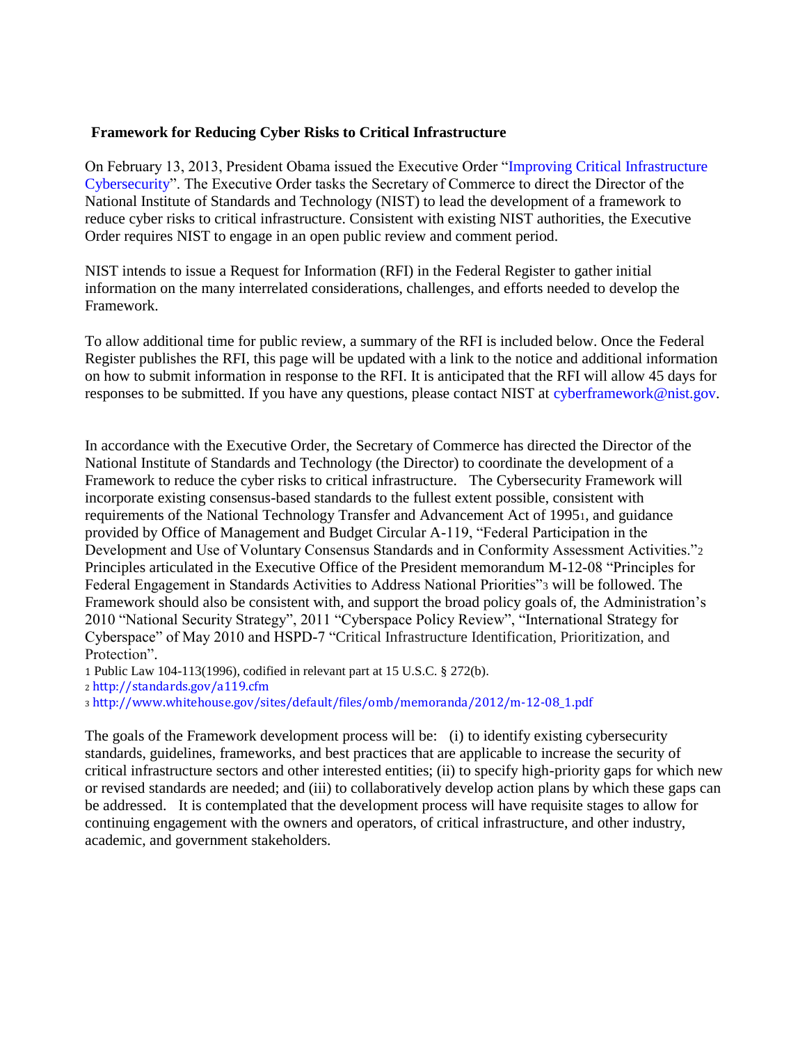## Framework for Reducing Cyber Risks to Critical Infrastructure

On February 13, 2013, President Obama issued the Executive Order "Improving Critical Infrastructure Cybersecurity". The Executive Order tasks the Secretary of Commerce to direct the Director of the National Institute of Standards and Technology (NIST) to lead the development of a framework to reduce cyber risks to critical infrastructure. Consistent with existing NIST authorities, the Executive Order requires NIST to engage in an open public review and comment period.

NIST intends to issue a Request for Information (RFI) in the Federal Register to gather initial information on the many interrelated considerations, challenges, and efforts needed to develop the Framework.

To allow additional time for public review, a summary of the RFI is included below. Once the Federal Register publishes the RFI, this page will be updated with a link to the notice and additional information on how to submit information in response to the RFI. It is anticipated that the RFI will allow 45 days for responses to be submitted. If you have any questions, please contact NIST at cyberframework@nist.gov.

In accordance with the Executive Order, the Secretary of Commerce has directed the Director of the National Institute of Standards and Technology (the Director) to coordinate the development of a Framework to reduce the cyber risks to critical infrastructure. The Cybersecurity Framework will incorporate existing consensus-based standards to the fullest extent possible, consistent with requirements of the National Technology Transfer and Advancement Act of 1995[1], and guidance provided by Office of Management and Budget Circular A-119, "Federal Participation in the Development and Use of Voluntary Consensus Standards and in Conformity Assessment Activities."[2] Principles articulated in the Executive Office of the President memorandum M-12-08 "Principles for Federal Engagement in Standards Activities to Address National Priorities"[3] will be followed. The Framework should also be consistent with, and support the broad policy goals of, the Administration's 2010 "National Security Strategy", 2011 "Cyberspace Policy Review", "International Strategy for Cyberspace" of May 2010 and HSPD-7 "Critical Infrastructure Identification, Prioritization, and Protection".

[1] Public Law 104-113(1996), codified in relevant part at 15 U.S.C. § 272(b).

[2] http://standards.gov/a119.cfm

[3] http://www.whitehouse.gov/sites/default/files/omb/memoranda/2012/m-12-08_1.pdf

The goals of the Framework development process will be: (i) to identify existing cybersecurity standards, guidelines, frameworks, and best practices that are applicable to increase the security of critical infrastructure sectors and other interested entities; (ii) to specify high-priority gaps for which new or revised standards are needed; and (iii) to collaboratively develop action plans by which these gaps can be addressed. It is contemplated that the development process will have requisite stages to allow for continuing engagement with the owners and operators, of critical infrastructure, and other industry, academic, and government stakeholders.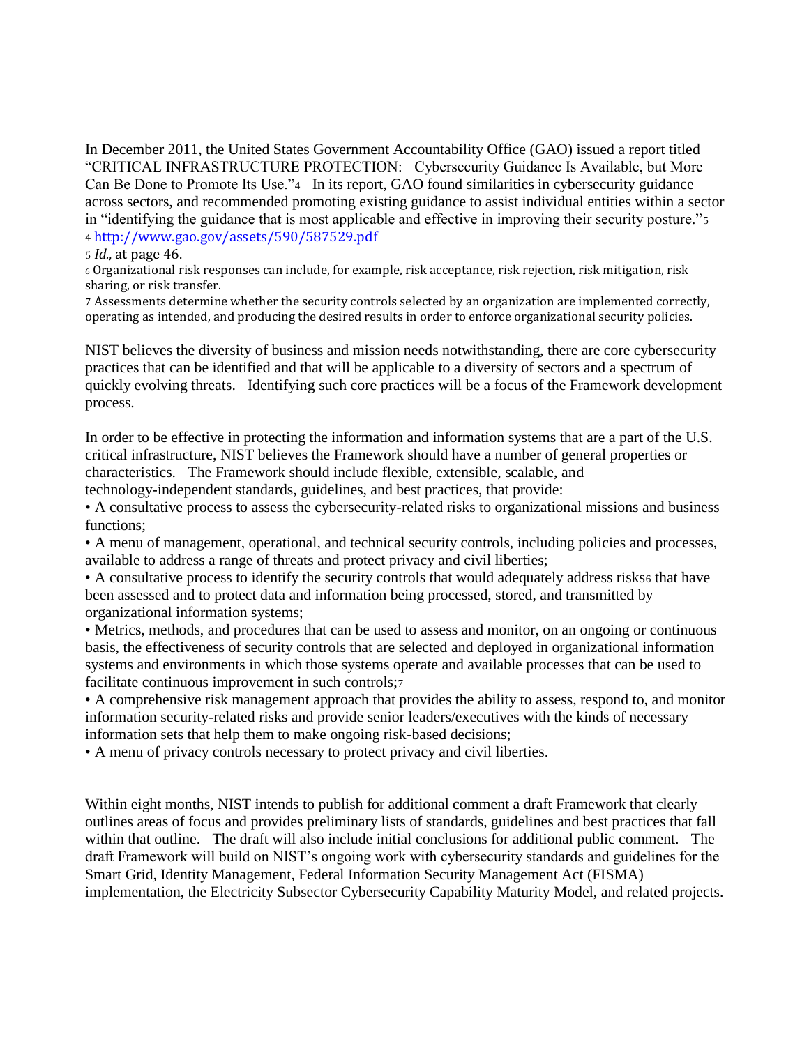In December 2011, the United States Government Accountability Office (GAO) issued a report titled "CRITICAL INFRASTRUCTURE PROTECTION: Cybersecurity Guidance Is Available, but More Can Be Done to Promote Its Use."[4] In its report, GAO found similarities in cybersecurity guidance across sectors, and recommended promoting existing guidance to assist individual entities within a sector in "identifying the guidance that is most applicable and effective in improving their security posture."[5]

[4] http://www.gao.gov/assets/590/587529.pdf

[5] *Id.*, at page 46.

[6] Organizational risk responses can include, for example, risk acceptance, risk rejection, risk mitigation, risk sharing, or risk transfer.

[7] Assessments determine whether the security controls selected by an organization are implemented correctly, operating as intended, and producing the desired results in order to enforce organizational security policies.

NIST believes the diversity of business and mission needs notwithstanding, there are core cybersecurity practices that can be identified and that will be applicable to a diversity of sectors and a spectrum of quickly evolving threats. Identifying such core practices will be a focus of the Framework development process.

In order to be effective in protecting the information and information systems that are a part of the U.S. critical infrastructure, NIST believes the Framework should have a number of general properties or characteristics. The Framework should include flexible, extensible, scalable, and technology-independent standards, guidelines, and best practices, that provide:

- A consultative process to assess the cybersecurity-related risks to organizational missions and business functions;
- A menu of management, operational, and technical security controls, including policies and processes, available to address a range of threats and protect privacy and civil liberties;
- A consultative process to identify the security controls that would adequately address risks[6] that have been assessed and to protect data and information being processed, stored, and transmitted by organizational information systems;
- Metrics, methods, and procedures that can be used to assess and monitor, on an ongoing or continuous basis, the effectiveness of security controls that are selected and deployed in organizational information systems and environments in which those systems operate and available processes that can be used to facilitate continuous improvement in such controls;[7]
- A comprehensive risk management approach that provides the ability to assess, respond to, and monitor information security-related risks and provide senior leaders/executives with the kinds of necessary information sets that help them to make ongoing risk-based decisions;
- A menu of privacy controls necessary to protect privacy and civil liberties.

Within eight months, NIST intends to publish for additional comment a draft Framework that clearly outlines areas of focus and provides preliminary lists of standards, guidelines and best practices that fall within that outline. The draft will also include initial conclusions for additional public comment. The draft Framework will build on NIST's ongoing work with cybersecurity standards and guidelines for the Smart Grid, Identity Management, Federal Information Security Management Act (FISMA) implementation, the Electricity Subsector Cybersecurity Capability Maturity Model, and related projects.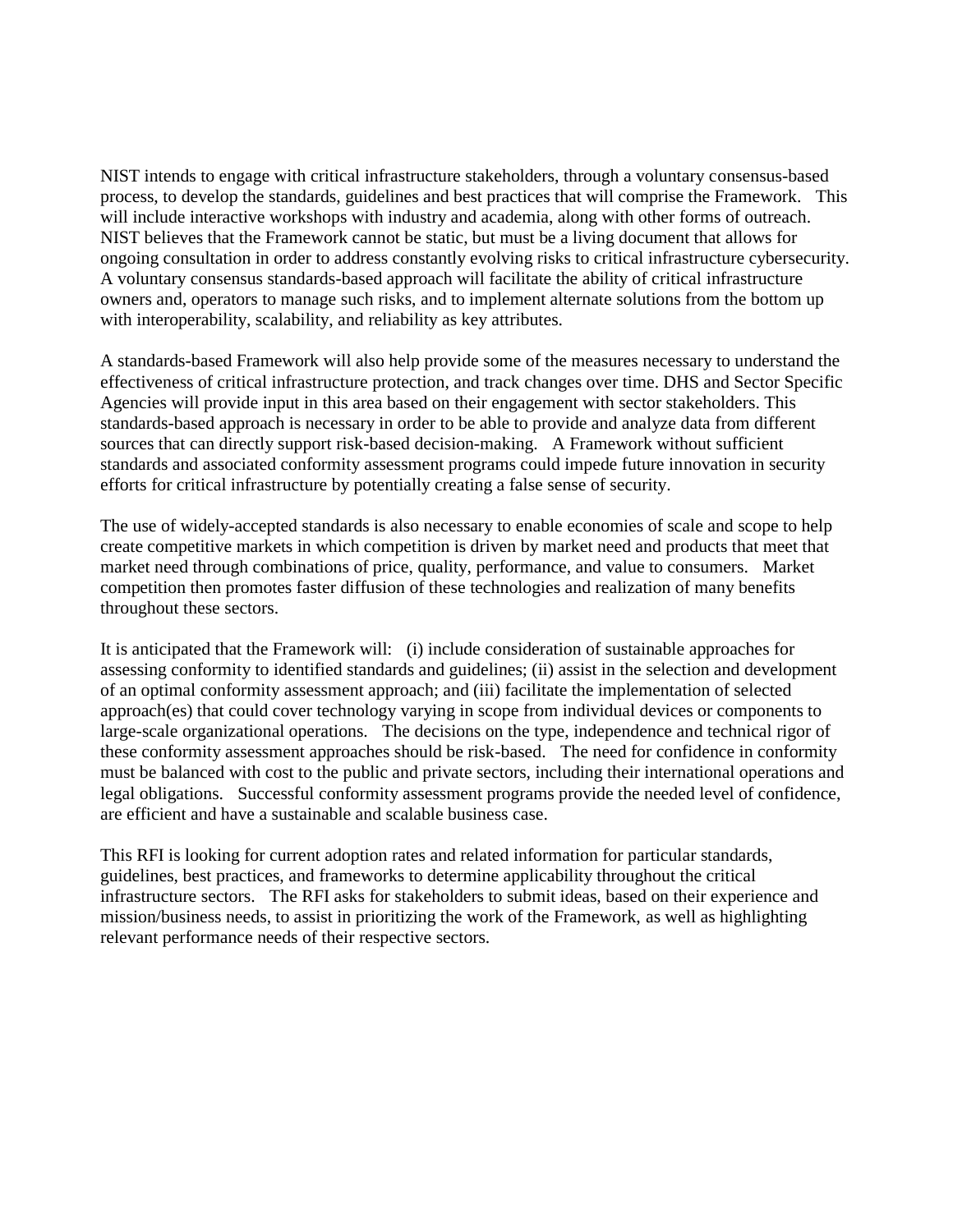NIST intends to engage with critical infrastructure stakeholders, through a voluntary consensus-based process, to develop the standards, guidelines and best practices that will comprise the Framework. This will include interactive workshops with industry and academia, along with other forms of outreach. NIST believes that the Framework cannot be static, but must be a living document that allows for ongoing consultation in order to address constantly evolving risks to critical infrastructure cybersecurity. A voluntary consensus standards-based approach will facilitate the ability of critical infrastructure owners and, operators to manage such risks, and to implement alternate solutions from the bottom up with interoperability, scalability, and reliability as key attributes.

A standards-based Framework will also help provide some of the measures necessary to understand the effectiveness of critical infrastructure protection, and track changes over time. DHS and Sector Specific Agencies will provide input in this area based on their engagement with sector stakeholders. This standards-based approach is necessary in order to be able to provide and analyze data from different sources that can directly support risk-based decision-making. A Framework without sufficient standards and associated conformity assessment programs could impede future innovation in security efforts for critical infrastructure by potentially creating a false sense of security.

The use of widely-accepted standards is also necessary to enable economies of scale and scope to help create competitive markets in which competition is driven by market need and products that meet that market need through combinations of price, quality, performance, and value to consumers. Market competition then promotes faster diffusion of these technologies and realization of many benefits throughout these sectors.

It is anticipated that the Framework will: (i) include consideration of sustainable approaches for assessing conformity to identified standards and guidelines; (ii) assist in the selection and development of an optimal conformity assessment approach; and (iii) facilitate the implementation of selected approach(es) that could cover technology varying in scope from individual devices or components to large-scale organizational operations. The decisions on the type, independence and technical rigor of these conformity assessment approaches should be risk-based. The need for confidence in conformity must be balanced with cost to the public and private sectors, including their international operations and legal obligations. Successful conformity assessment programs provide the needed level of confidence, are efficient and have a sustainable and scalable business case.

This RFI is looking for current adoption rates and related information for particular standards, guidelines, best practices, and frameworks to determine applicability throughout the critical infrastructure sectors. The RFI asks for stakeholders to submit ideas, based on their experience and mission/business needs, to assist in prioritizing the work of the Framework, as well as highlighting relevant performance needs of their respective sectors.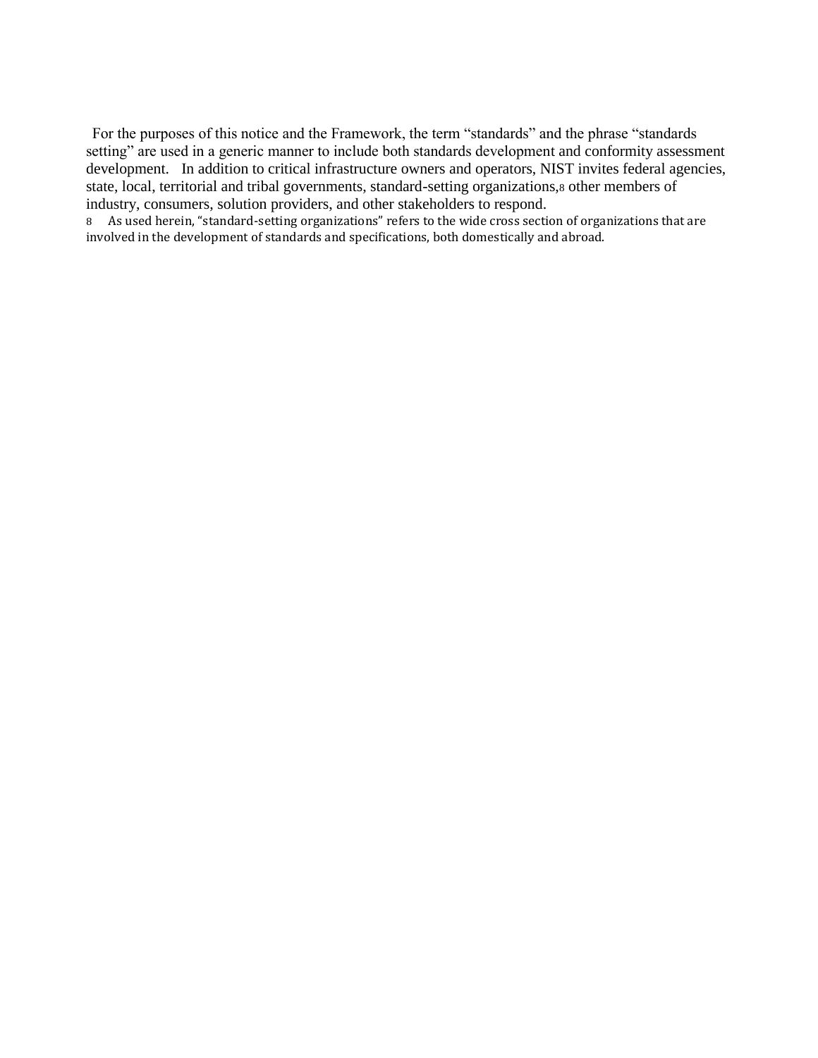For the purposes of this notice and the Framework, the term "standards" and the phrase "standards setting" are used in a generic manner to include both standards development and conformity assessment development. In addition to critical infrastructure owners and operators, NIST invites federal agencies, state, local, territorial and tribal governments, standard-setting organizations,[8] other members of industry, consumers, solution providers, and other stakeholders to respond.

[8] As used herein, "standard-setting organizations" refers to the wide cross section of organizations that are involved in the development of standards and specifications, both domestically and abroad.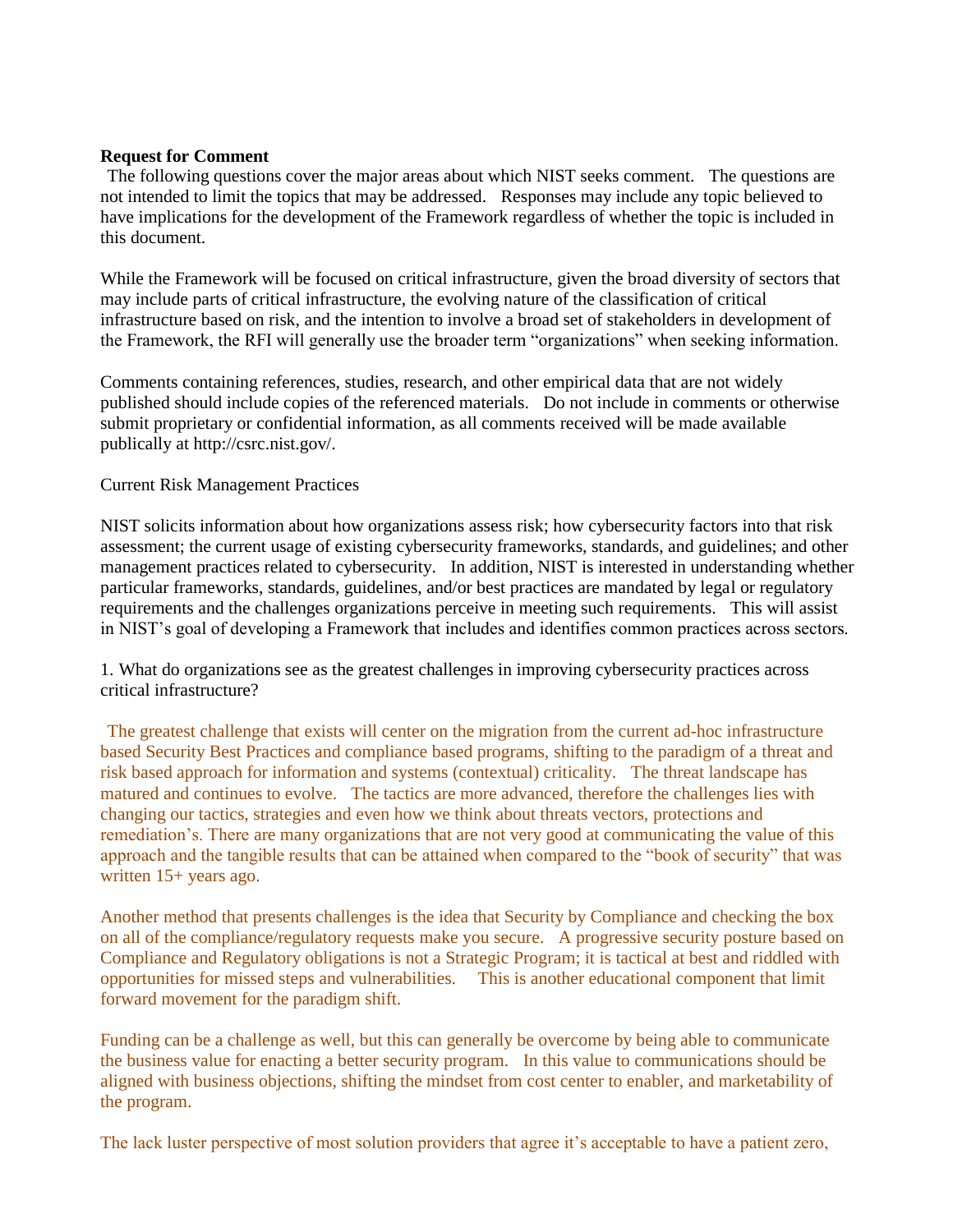**Request for Comment**

The following questions cover the major areas about which NIST seeks comment. The questions are not intended to limit the topics that may be addressed. Responses may include any topic believed to have implications for the development of the Framework regardless of whether the topic is included in this document.

While the Framework will be focused on critical infrastructure, given the broad diversity of sectors that may include parts of critical infrastructure, the evolving nature of the classification of critical infrastructure based on risk, and the intention to involve a broad set of stakeholders in development of the Framework, the RFI will generally use the broader term "organizations" when seeking information.

Comments containing references, studies, research, and other empirical data that are not widely published should include copies of the referenced materials. Do not include in comments or otherwise submit proprietary or confidential information, as all comments received will be made available publically at http://csrc.nist.gov/.

Current Risk Management Practices

NIST solicits information about how organizations assess risk; how cybersecurity factors into that risk assessment; the current usage of existing cybersecurity frameworks, standards, and guidelines; and other management practices related to cybersecurity. In addition, NIST is interested in understanding whether particular frameworks, standards, guidelines, and/or best practices are mandated by legal or regulatory requirements and the challenges organizations perceive in meeting such requirements. This will assist in NIST's goal of developing a Framework that includes and identifies common practices across sectors.

1. What do organizations see as the greatest challenges in improving cybersecurity practices across critical infrastructure?

The greatest challenge that exists will center on the migration from the current ad-hoc infrastructure based Security Best Practices and compliance based programs, shifting to the paradigm of a threat and risk based approach for information and systems (contextual) criticality. The threat landscape has matured and continues to evolve. The tactics are more advanced, therefore the challenges lies with changing our tactics, strategies and even how we think about threats vectors, protections and remediation's. There are many organizations that are not very good at communicating the value of this approach and the tangible results that can be attained when compared to the "book of security" that was written 15+ years ago.

Another method that presents challenges is the idea that Security by Compliance and checking the box on all of the compliance/regulatory requests make you secure. A progressive security posture based on Compliance and Regulatory obligations is not a Strategic Program; it is tactical at best and riddled with opportunities for missed steps and vulnerabilities. This is another educational component that limit forward movement for the paradigm shift.

Funding can be a challenge as well, but this can generally be overcome by being able to communicate the business value for enacting a better security program. In this value to communications should be aligned with business objections, shifting the mindset from cost center to enabler, and marketability of the program.

The lack luster perspective of most solution providers that agree it's acceptable to have a patient zero,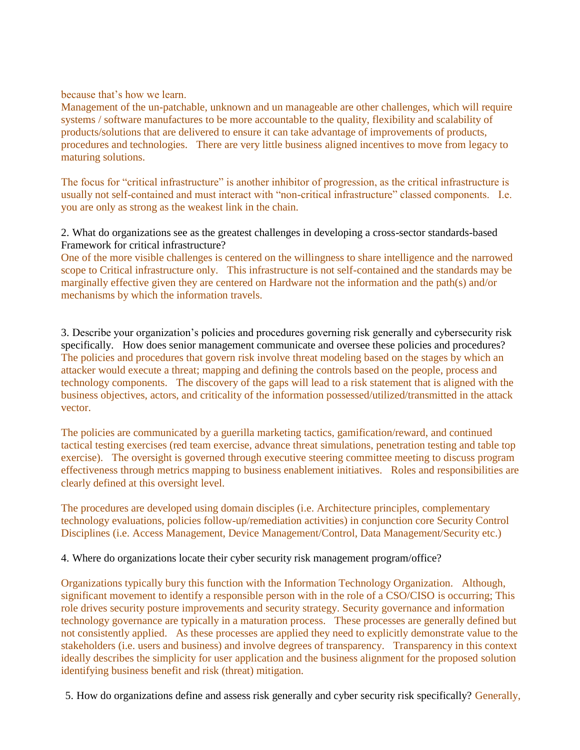because that's how we learn.
Management of the un-patchable, unknown and un manageable are other challenges, which will require systems / software manufactures to be more accountable to the quality, flexibility and scalability of products/solutions that are delivered to ensure it can take advantage of improvements of products, procedures and technologies. There are very little business aligned incentives to move from legacy to maturing solutions.

The focus for "critical infrastructure" is another inhibitor of progression, as the critical infrastructure is usually not self-contained and must interact with "non-critical infrastructure" classed components. I.e. you are only as strong as the weakest link in the chain.

2. What do organizations see as the greatest challenges in developing a cross-sector standards-based Framework for critical infrastructure?
One of the more visible challenges is centered on the willingness to share intelligence and the narrowed scope to Critical infrastructure only. This infrastructure is not self-contained and the standards may be marginally effective given they are centered on Hardware not the information and the path(s) and/or mechanisms by which the information travels.

3. Describe your organization's policies and procedures governing risk generally and cybersecurity risk specifically. How does senior management communicate and oversee these policies and procedures?
The policies and procedures that govern risk involve threat modeling based on the stages by which an attacker would execute a threat; mapping and defining the controls based on the people, process and technology components. The discovery of the gaps will lead to a risk statement that is aligned with the business objectives, actors, and criticality of the information possessed/utilized/transmitted in the attack vector.

The policies are communicated by a guerilla marketing tactics, gamification/reward, and continued tactical testing exercises (red team exercise, advance threat simulations, penetration testing and table top exercise). The oversight is governed through executive steering committee meeting to discuss program effectiveness through metrics mapping to business enablement initiatives. Roles and responsibilities are clearly defined at this oversight level.

The procedures are developed using domain disciples (i.e. Architecture principles, complementary technology evaluations, policies follow-up/remediation activities) in conjunction core Security Control Disciplines (i.e. Access Management, Device Management/Control, Data Management/Security etc.)

4. Where do organizations locate their cyber security risk management program/office?

Organizations typically bury this function with the Information Technology Organization. Although, significant movement to identify a responsible person with in the role of a CSO/CISO is occurring; This role drives security posture improvements and security strategy. Security governance and information technology governance are typically in a maturation process. These processes are generally defined but not consistently applied. As these processes are applied they need to explicitly demonstrate value to the stakeholders (i.e. users and business) and involve degrees of transparency. Transparency in this context ideally describes the simplicity for user application and the business alignment for the proposed solution identifying business benefit and risk (threat) mitigation.

5. How do organizations define and assess risk generally and cyber security risk specifically? Generally,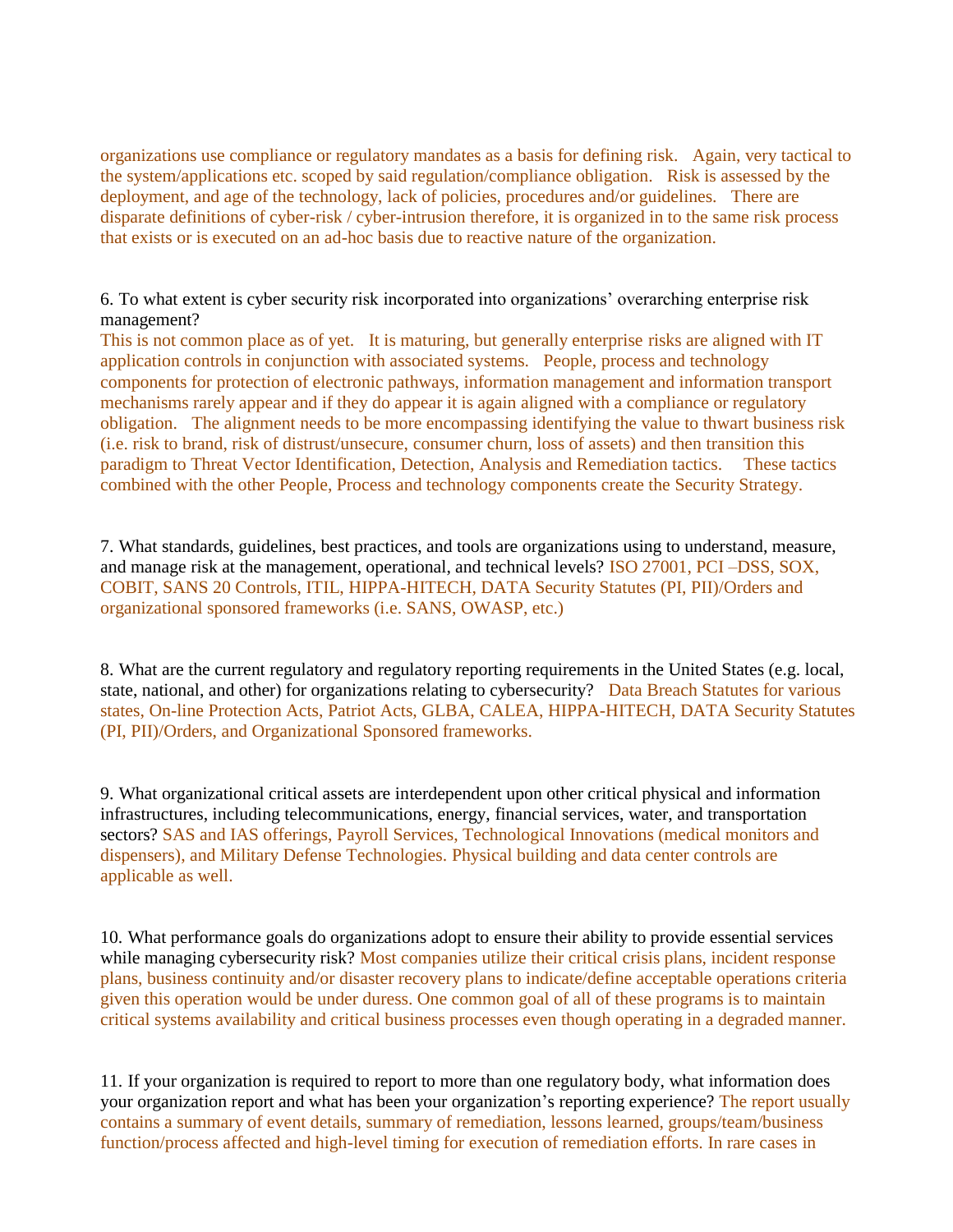organizations use compliance or regulatory mandates as a basis for defining risk. Again, very tactical to the system/applications etc. scoped by said regulation/compliance obligation. Risk is assessed by the deployment, and age of the technology, lack of policies, procedures and/or guidelines. There are disparate definitions of cyber-risk / cyber-intrusion therefore, it is organized in to the same risk process that exists or is executed on an ad-hoc basis due to reactive nature of the organization.

6. To what extent is cyber security risk incorporated into organizations' overarching enterprise risk management?
This is not common place as of yet. It is maturing, but generally enterprise risks are aligned with IT application controls in conjunction with associated systems. People, process and technology components for protection of electronic pathways, information management and information transport mechanisms rarely appear and if they do appear it is again aligned with a compliance or regulatory obligation. The alignment needs to be more encompassing identifying the value to thwart business risk (i.e. risk to brand, risk of distrust/unsecure, consumer churn, loss of assets) and then transition this paradigm to Threat Vector Identification, Detection, Analysis and Remediation tactics. These tactics combined with the other People, Process and technology components create the Security Strategy.

7. What standards, guidelines, best practices, and tools are organizations using to understand, measure, and manage risk at the management, operational, and technical levels? ISO 27001, PCI –DSS, SOX, COBIT, SANS 20 Controls, ITIL, HIPPA-HITECH, DATA Security Statutes (PI, PII)/Orders and organizational sponsored frameworks (i.e. SANS, OWASP, etc.)

8. What are the current regulatory and regulatory reporting requirements in the United States (e.g. local, state, national, and other) for organizations relating to cybersecurity? Data Breach Statutes for various states, On-line Protection Acts, Patriot Acts, GLBA, CALEA, HIPPA-HITECH, DATA Security Statutes (PI, PII)/Orders, and Organizational Sponsored frameworks.

9. What organizational critical assets are interdependent upon other critical physical and information infrastructures, including telecommunications, energy, financial services, water, and transportation sectors? SAS and IAS offerings, Payroll Services, Technological Innovations (medical monitors and dispensers), and Military Defense Technologies. Physical building and data center controls are applicable as well.

10. What performance goals do organizations adopt to ensure their ability to provide essential services while managing cybersecurity risk? Most companies utilize their critical crisis plans, incident response plans, business continuity and/or disaster recovery plans to indicate/define acceptable operations criteria given this operation would be under duress. One common goal of all of these programs is to maintain critical systems availability and critical business processes even though operating in a degraded manner.

11. If your organization is required to report to more than one regulatory body, what information does your organization report and what has been your organization's reporting experience? The report usually contains a summary of event details, summary of remediation, lessons learned, groups/team/business function/process affected and high-level timing for execution of remediation efforts. In rare cases in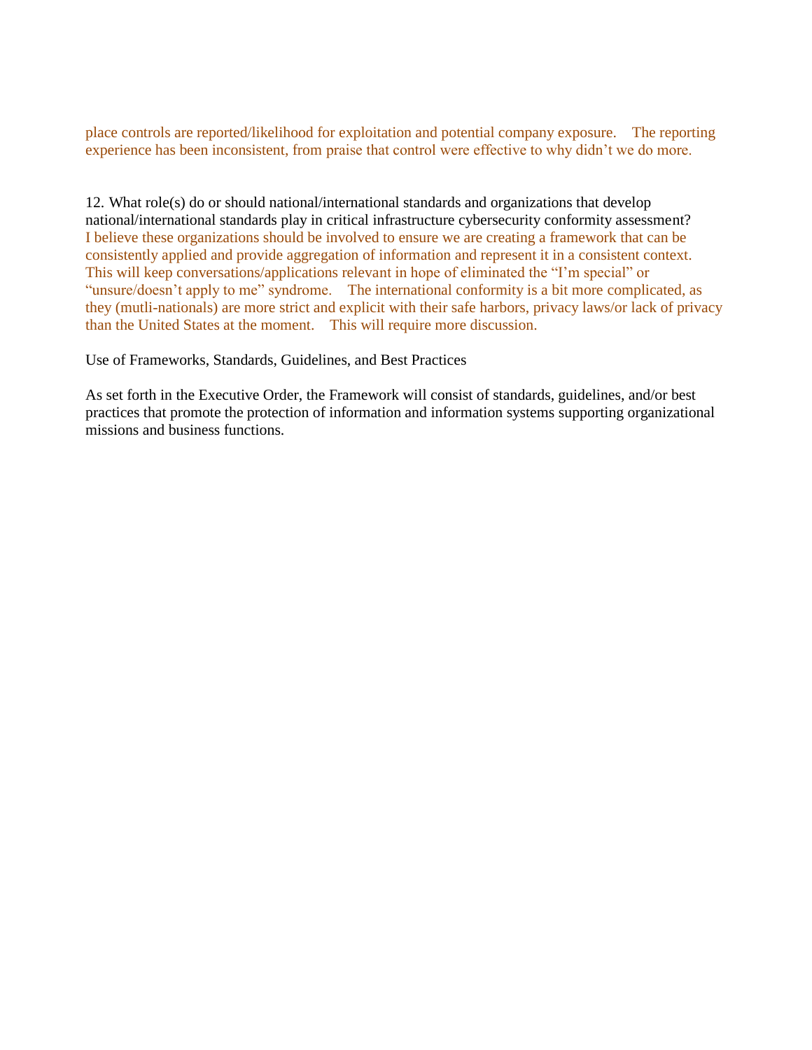place controls are reported/likelihood for exploitation and potential company exposure. The reporting experience has been inconsistent, from praise that control were effective to why didn't we do more.

12. What role(s) do or should national/international standards and organizations that develop national/international standards play in critical infrastructure cybersecurity conformity assessment?
I believe these organizations should be involved to ensure we are creating a framework that can be consistently applied and provide aggregation of information and represent it in a consistent context. This will keep conversations/applications relevant in hope of eliminated the "I'm special" or "unsure/doesn't apply to me" syndrome. The international conformity is a bit more complicated, as they (mutli-nationals) are more strict and explicit with their safe harbors, privacy laws/or lack of privacy than the United States at the moment. This will require more discussion.

Use of Frameworks, Standards, Guidelines, and Best Practices

As set forth in the Executive Order, the Framework will consist of standards, guidelines, and/or best practices that promote the protection of information and information systems supporting organizational missions and business functions.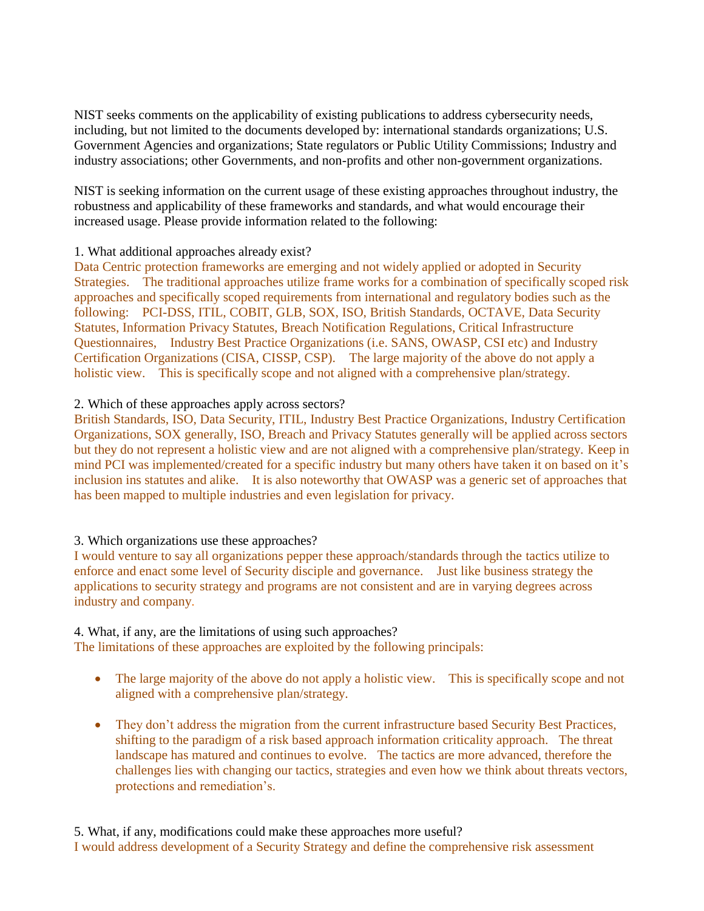NIST seeks comments on the applicability of existing publications to address cybersecurity needs, including, but not limited to the documents developed by: international standards organizations; U.S. Government Agencies and organizations; State regulators or Public Utility Commissions; Industry and industry associations; other Governments, and non-profits and other non-government organizations.

NIST is seeking information on the current usage of these existing approaches throughout industry, the robustness and applicability of these frameworks and standards, and what would encourage their increased usage. Please provide information related to the following:

1. What additional approaches already exist?

Data Centric protection frameworks are emerging and not widely applied or adopted in Security Strategies. The traditional approaches utilize frame works for a combination of specifically scoped risk approaches and specifically scoped requirements from international and regulatory bodies such as the following: PCI-DSS, ITIL, COBIT, GLB, SOX, ISO, British Standards, OCTAVE, Data Security Statutes, Information Privacy Statutes, Breach Notification Regulations, Critical Infrastructure Questionnaires, Industry Best Practice Organizations (i.e. SANS, OWASP, CSI etc) and Industry Certification Organizations (CISA, CISSP, CSP). The large majority of the above do not apply a holistic view. This is specifically scope and not aligned with a comprehensive plan/strategy.

2. Which of these approaches apply across sectors?

British Standards, ISO, Data Security, ITIL, Industry Best Practice Organizations, Industry Certification Organizations, SOX generally, ISO, Breach and Privacy Statutes generally will be applied across sectors but they do not represent a holistic view and are not aligned with a comprehensive plan/strategy. Keep in mind PCI was implemented/created for a specific industry but many others have taken it on based on it's inclusion ins statutes and alike. It is also noteworthy that OWASP was a generic set of approaches that has been mapped to multiple industries and even legislation for privacy.

3. Which organizations use these approaches?

I would venture to say all organizations pepper these approach/standards through the tactics utilize to enforce and enact some level of Security disciple and governance. Just like business strategy the applications to security strategy and programs are not consistent and are in varying degrees across industry and company.

4. What, if any, are the limitations of using such approaches?

The limitations of these approaches are exploited by the following principals:

- The large majority of the above do not apply a holistic view. This is specifically scope and not aligned with a comprehensive plan/strategy.
- They don't address the migration from the current infrastructure based Security Best Practices, shifting to the paradigm of a risk based approach information criticality approach. The threat landscape has matured and continues to evolve. The tactics are more advanced, therefore the challenges lies with changing our tactics, strategies and even how we think about threats vectors, protections and remediation's.

5. What, if any, modifications could make these approaches more useful?

I would address development of a Security Strategy and define the comprehensive risk assessment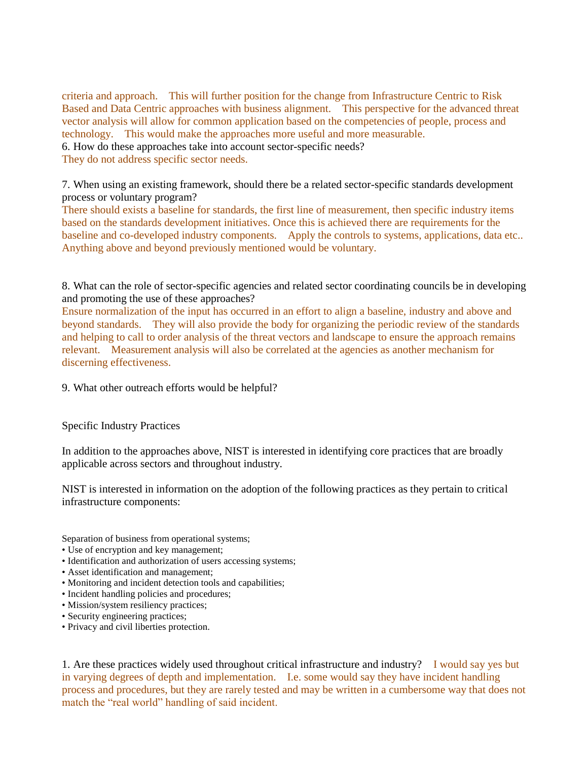criteria and approach.  This will further position for the change from Infrastructure Centric to Risk Based and Data Centric approaches with business alignment.  This perspective for the advanced threat vector analysis will allow for common application based on the competencies of people, process and technology.  This would make the approaches more useful and more measurable.

6. How do these approaches take into account sector-specific needs?

They do not address specific sector needs.

7. When using an existing framework, should there be a related sector-specific standards development process or voluntary program?

There should exists a baseline for standards, the first line of measurement, then specific industry items based on the standards development initiatives. Once this is achieved there are requirements for the baseline and co-developed industry components.  Apply the controls to systems, applications, data etc.. Anything above and beyond previously mentioned would be voluntary.

8. What can the role of sector-specific agencies and related sector coordinating councils be in developing and promoting the use of these approaches?

Ensure normalization of the input has occurred in an effort to align a baseline, industry and above and beyond standards.  They will also provide the body for organizing the periodic review of the standards and helping to call to order analysis of the threat vectors and landscape to ensure the approach remains relevant.  Measurement analysis will also be correlated at the agencies as another mechanism for discerning effectiveness.

9. What other outreach efforts would be helpful?

Specific Industry Practices

In addition to the approaches above, NIST is interested in identifying core practices that are broadly applicable across sectors and throughout industry.

NIST is interested in information on the adoption of the following practices as they pertain to critical infrastructure components:

Separation of business from operational systems;
- Use of encryption and key management;
- Identification and authorization of users accessing systems;
- Asset identification and management;
- Monitoring and incident detection tools and capabilities;
- Incident handling policies and procedures;
- Mission/system resiliency practices;
- Security engineering practices;
- Privacy and civil liberties protection.

1. Are these practices widely used throughout critical infrastructure and industry?  I would say yes but in varying degrees of depth and implementation.  I.e. some would say they have incident handling process and procedures, but they are rarely tested and may be written in a cumbersome way that does not match the "real world" handling of said incident.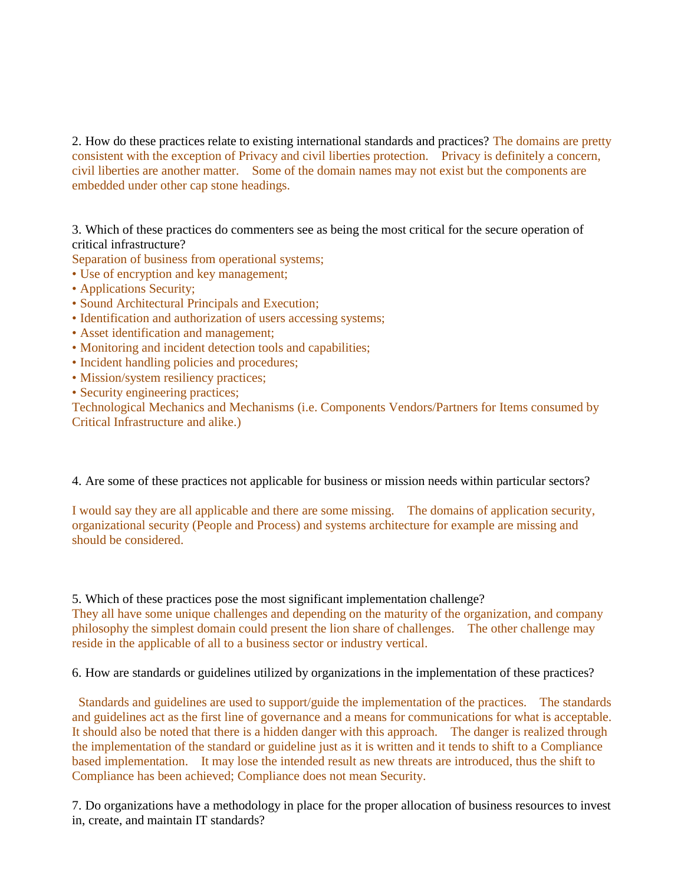2. How do these practices relate to existing international standards and practices? The domains are pretty consistent with the exception of Privacy and civil liberties protection.  Privacy is definitely a concern, civil liberties are another matter.  Some of the domain names may not exist but the components are embedded under other cap stone headings.

3. Which of these practices do commenters see as being the most critical for the secure operation of critical infrastructure?

Separation of business from operational systems;

- Use of encryption and key management;
- Applications Security;
- Sound Architectural Principals and Execution;
- Identification and authorization of users accessing systems;
- Asset identification and management;
- Monitoring and incident detection tools and capabilities;
- Incident handling policies and procedures;
- Mission/system resiliency practices;
- Security engineering practices;

Technological Mechanics and Mechanisms (i.e. Components Vendors/Partners for Items consumed by Critical Infrastructure and alike.)

4. Are some of these practices not applicable for business or mission needs within particular sectors?

I would say they are all applicable and there are some missing.  The domains of application security, organizational security (People and Process) and systems architecture for example are missing and should be considered.

5. Which of these practices pose the most significant implementation challenge?

They all have some unique challenges and depending on the maturity of the organization, and company philosophy the simplest domain could present the lion share of challenges.  The other challenge may reside in the applicable of all to a business sector or industry vertical.

6. How are standards or guidelines utilized by organizations in the implementation of these practices?

Standards and guidelines are used to support/guide the implementation of the practices.  The standards and guidelines act as the first line of governance and a means for communications for what is acceptable. It should also be noted that there is a hidden danger with this approach.  The danger is realized through the implementation of the standard or guideline just as it is written and it tends to shift to a Compliance based implementation.  It may lose the intended result as new threats are introduced, thus the shift to Compliance has been achieved; Compliance does not mean Security.

7. Do organizations have a methodology in place for the proper allocation of business resources to invest in, create, and maintain IT standards?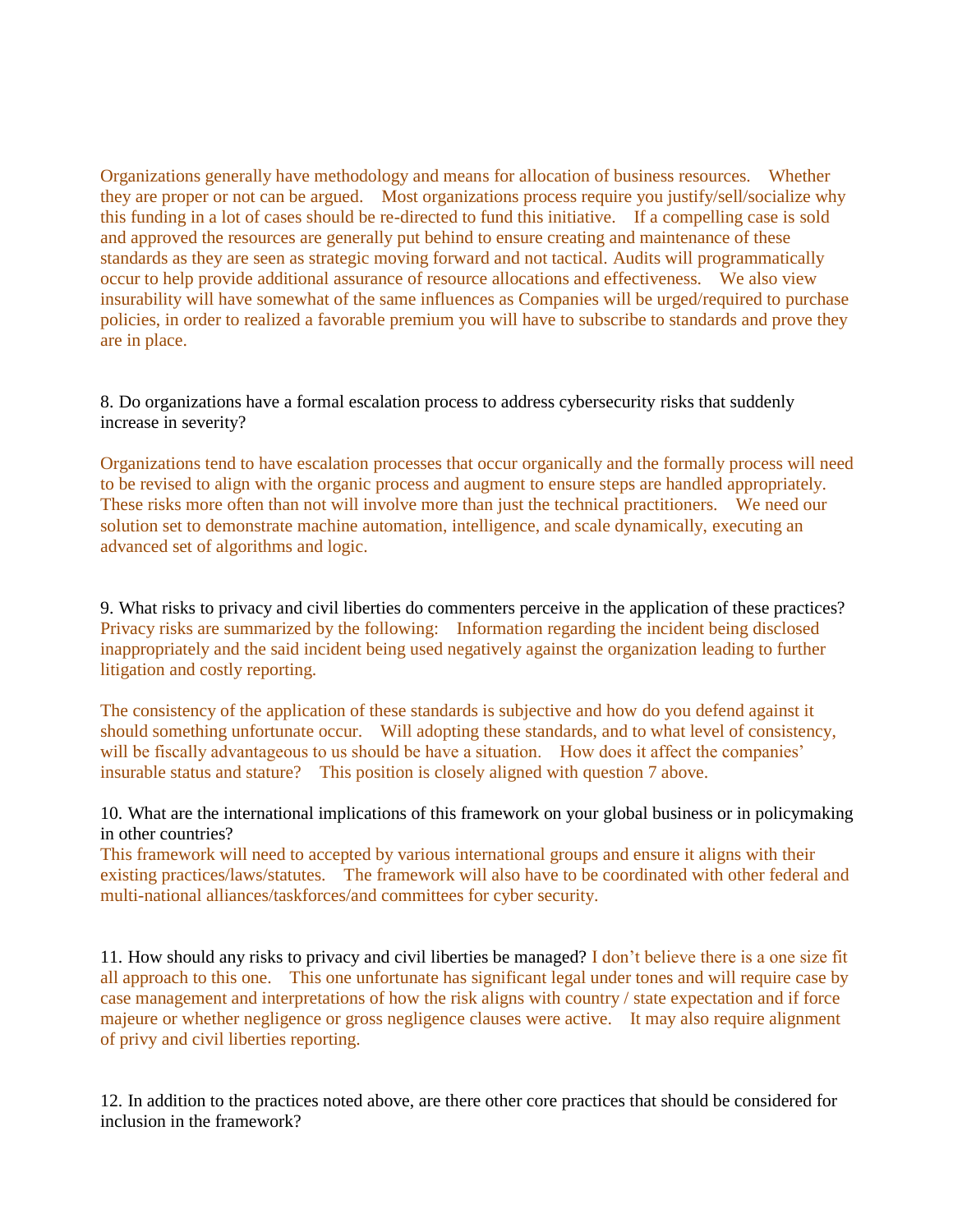Organizations generally have methodology and means for allocation of business resources. Whether they are proper or not can be argued. Most organizations process require you justify/sell/socialize why this funding in a lot of cases should be re-directed to fund this initiative. If a compelling case is sold and approved the resources are generally put behind to ensure creating and maintenance of these standards as they are seen as strategic moving forward and not tactical. Audits will programmatically occur to help provide additional assurance of resource allocations and effectiveness. We also view insurability will have somewhat of the same influences as Companies will be urged/required to purchase policies, in order to realized a favorable premium you will have to subscribe to standards and prove they are in place.

8. Do organizations have a formal escalation process to address cybersecurity risks that suddenly increase in severity?

Organizations tend to have escalation processes that occur organically and the formally process will need to be revised to align with the organic process and augment to ensure steps are handled appropriately. These risks more often than not will involve more than just the technical practitioners. We need our solution set to demonstrate machine automation, intelligence, and scale dynamically, executing an advanced set of algorithms and logic.

9. What risks to privacy and civil liberties do commenters perceive in the application of these practices?
Privacy risks are summarized by the following: Information regarding the incident being disclosed inappropriately and the said incident being used negatively against the organization leading to further litigation and costly reporting.

The consistency of the application of these standards is subjective and how do you defend against it should something unfortunate occur. Will adopting these standards, and to what level of consistency, will be fiscally advantageous to us should be have a situation. How does it affect the companies' insurable status and stature? This position is closely aligned with question 7 above.

10. What are the international implications of this framework on your global business or in policymaking in other countries?
This framework will need to accepted by various international groups and ensure it aligns with their existing practices/laws/statutes. The framework will also have to be coordinated with other federal and multi-national alliances/taskforces/and committees for cyber security.

11. How should any risks to privacy and civil liberties be managed? I don't believe there is a one size fit all approach to this one. This one unfortunate has significant legal under tones and will require case by case management and interpretations of how the risk aligns with country / state expectation and if force majeure or whether negligence or gross negligence clauses were active. It may also require alignment of privy and civil liberties reporting.

12. In addition to the practices noted above, are there other core practices that should be considered for inclusion in the framework?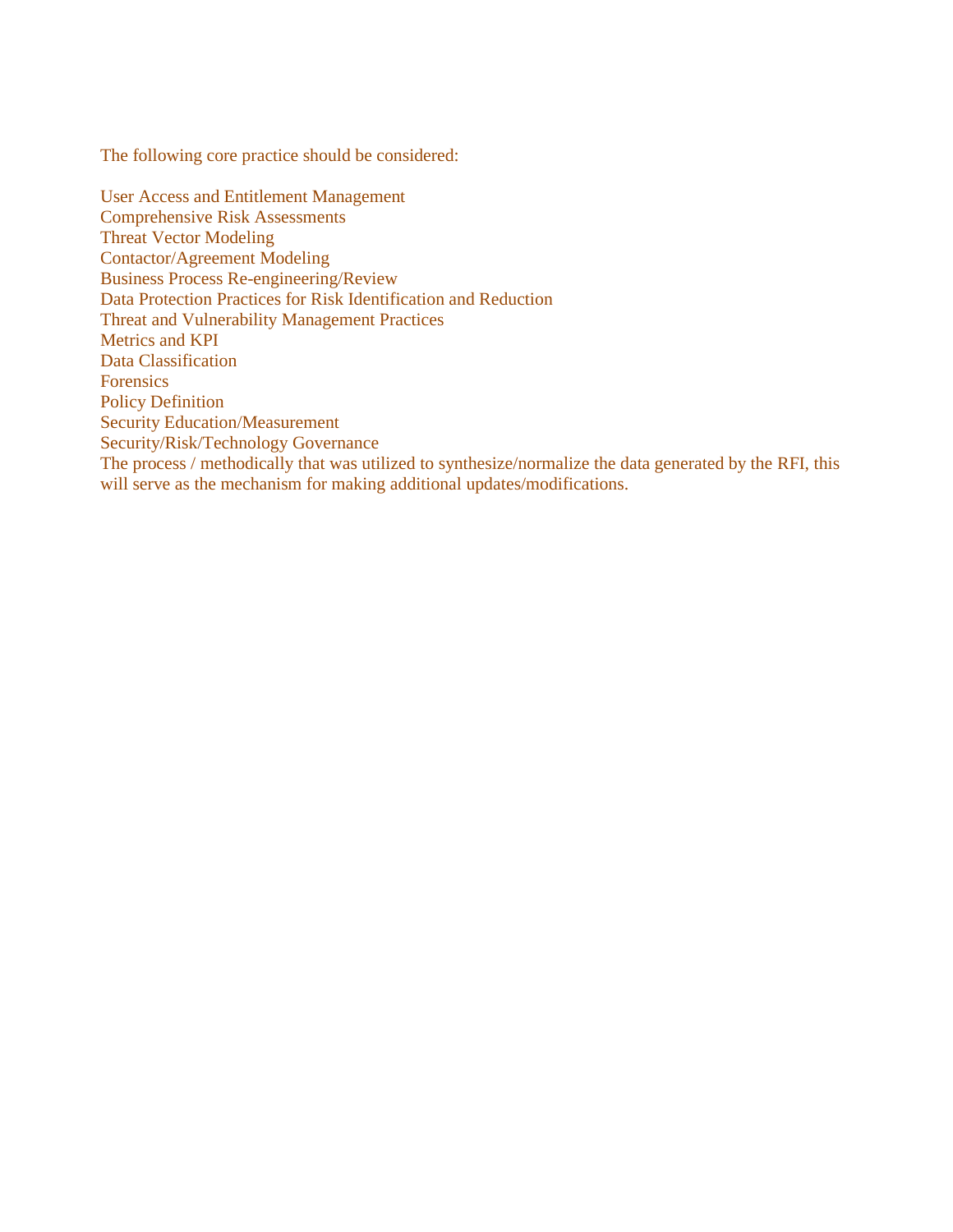The following core practice should be considered:

User Access and Entitlement Management
Comprehensive Risk Assessments
Threat Vector Modeling
Contactor/Agreement Modeling
Business Process Re-engineering/Review
Data Protection Practices for Risk Identification and Reduction
Threat and Vulnerability Management Practices
Metrics and KPI
Data Classification
Forensics
Policy Definition
Security Education/Measurement
Security/Risk/Technology Governance
The process / methodically that was utilized to synthesize/normalize the data generated by the RFI, this will serve as the mechanism for making additional updates/modifications.